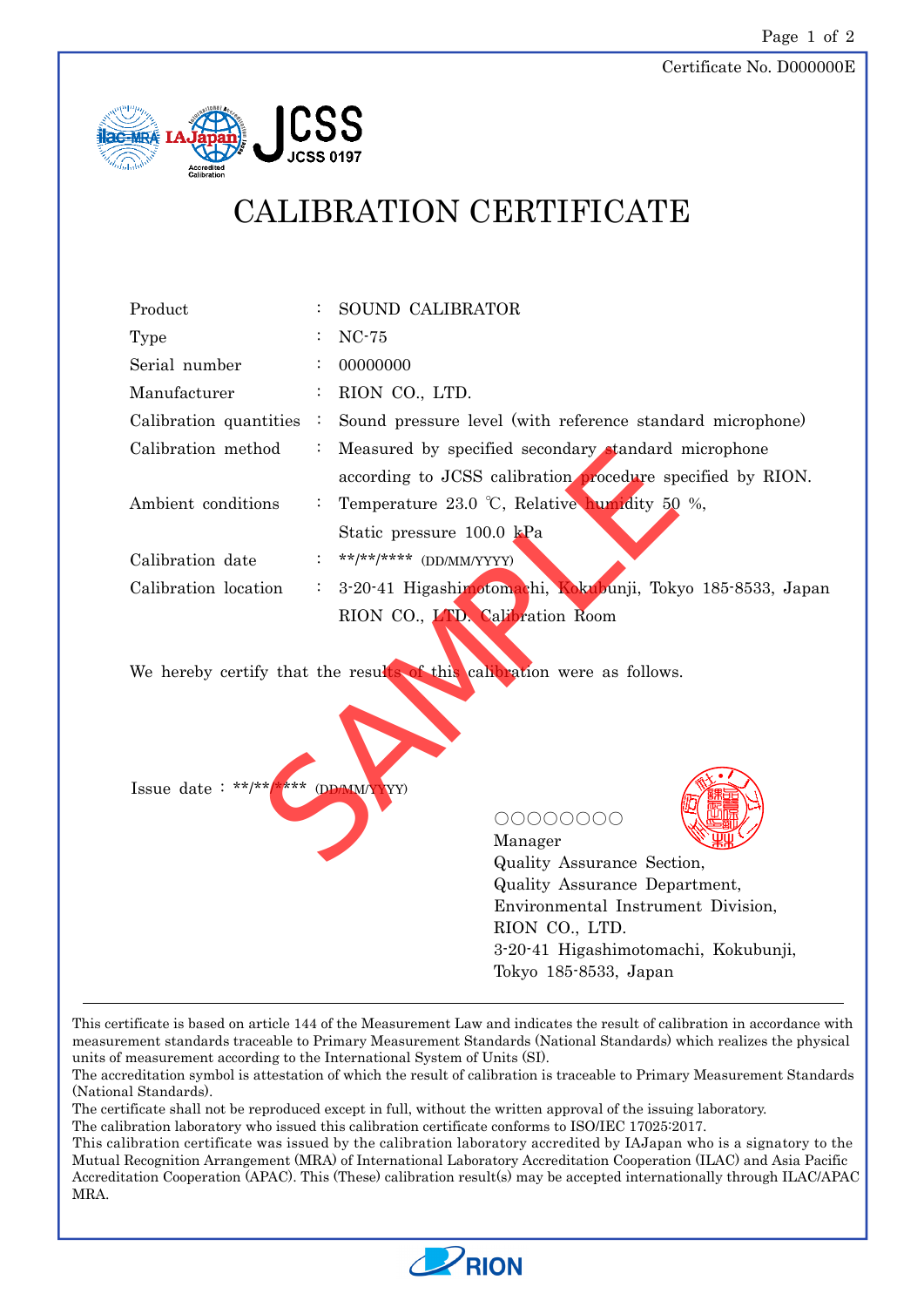Certificate No. D000000E

JCSS 0197

# CALIBRATION CERTIFICATE

| | | |
|---|---|---|
| Product | : | SOUND CALIBRATOR |
| Type | : | NC-75 |
| Serial number | : | 00000000 |
| Manufacturer | : | RION CO., LTD. |
| Calibration quantities | : | Sound pressure level (with reference standard microphone) |
| Calibration method | : | Measured by specified secondary standard microphone according to JCSS calibration procedure specified by RION. |
| Ambient conditions | : | Temperature 23.0 ℃, Relative humidity 50 %, Static pressure 100.0 kPa |
| Calibration date | : | \*\*/\*\*/\*\*\*\* (DD/MM/YYYY) |
| Calibration location | : | 3-20-41 Higashimotomachi, Kokubunji, Tokyo 185-8533, Japan RION CO., LTD. Calibration Room |

We hereby certify that the results of this calibration were as follows.

SAMPLE

Issue date : \*\*/\*\*/\*\*\*\* (DD/MM/YYYY)

○○○○○○○○
Manager
Quality Assurance Section,
Quality Assurance Department,
Environmental Instrument Division,
RION CO., LTD.
3-20-41 Higashimotomachi, Kokubunji,
Tokyo 185-8533, Japan

---

This certificate is based on article 144 of the Measurement Law and indicates the result of calibration in accordance with measurement standards traceable to Primary Measurement Standards (National Standards) which realizes the physical units of measurement according to the International System of Units (SI).
The accreditation symbol is attestation of which the result of calibration is traceable to Primary Measurement Standards (National Standards).
The certificate shall not be reproduced except in full, without the written approval of the issuing laboratory.
The calibration laboratory who issued this calibration certificate conforms to ISO/IEC 17025:2017.
This calibration certificate was issued by the calibration laboratory accredited by IAJapan who is a signatory to the Mutual Recognition Arrangement (MRA) of International Laboratory Accreditation Cooperation (ILAC) and Asia Pacific Accreditation Cooperation (APAC). This (These) calibration result(s) may be accepted internationally through ILAC/APAC MRA.

RION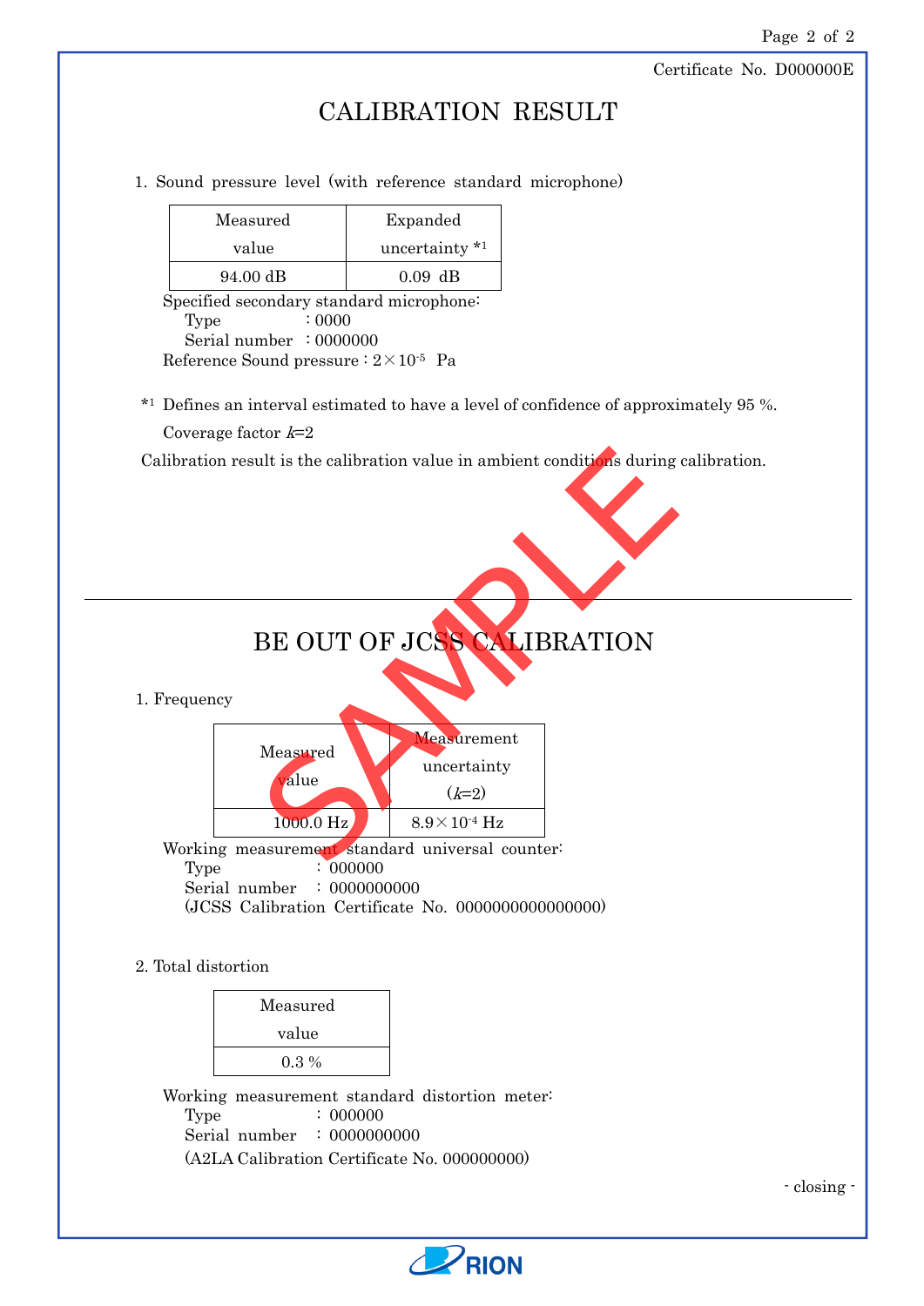Certificate No. D000000E

# CALIBRATION RESULT

1. Sound pressure level (with reference standard microphone)

| Measured value | Expanded uncertainty *1 |
|---|---|
| 94.00 dB | 0.09 dB |

Specified secondary standard microphone:
Type : 0000
Serial number : 0000000
Reference Sound pressure : $2\times10^{-5}$ Pa

*1 Defines an interval estimated to have a level of confidence of approximately 95 %.
Coverage factor $k$=2

Calibration result is the calibration value in ambient conditions during calibration.

---

# BE OUT OF JCSS CALIBRATION

1. Frequency

| Measured value | Measurement uncertainty ($k$=2) |
|---|---|
| 1000.0 Hz | $8.9\times10^{-4}$ Hz |

Working measurement standard universal counter:
Type : 000000
Serial number : 0000000000
(JCSS Calibration Certificate No. 0000000000000000)

2. Total distortion

| Measured value |
|---|
| 0.3 % |

Working measurement standard distortion meter:
Type : 000000
Serial number : 0000000000
(A2LA Calibration Certificate No. 000000000)

- closing -

SAMPLE

RION